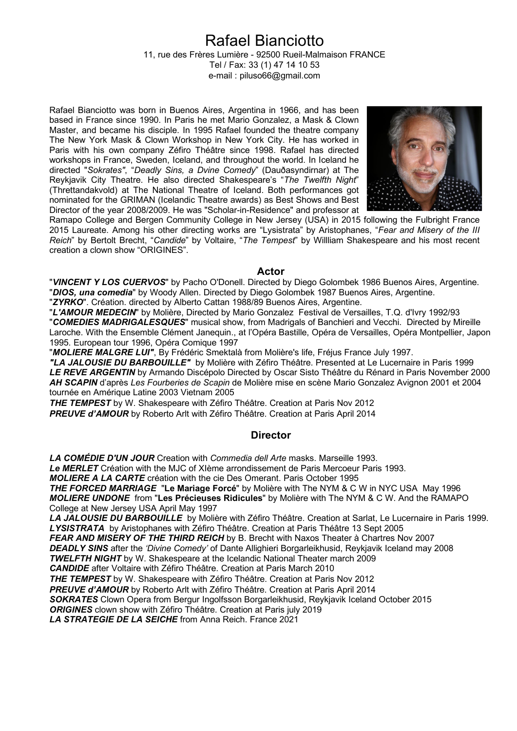# Rafael Bianciotto

11, rue des Frères Lumière - 92500 Rueil-Malmaison FRANCE
Tel / Fax: 33 (1) 47 14 10 53
e-mail : piluso66@gmail.com

Rafael Bianciotto was born in Buenos Aires, Argentina in 1966, and has been based in France since 1990. In Paris he met Mario Gonzalez, a Mask & Clown Master, and became his disciple. In 1995 Rafael founded the theatre company The New York Mask & Clown Workshop in New York City. He has worked in Paris with his own company Zéfiro Théâtre since 1998. Rafael has directed workshops in France, Sweden, Iceland, and throughout the world. In Iceland he directed "*Sokrates*", "*Deadly Sins, a Dvine Comedy*" (Dauðasyndirnar) at The Reykjavik City Theatre. He also directed Shakespeare's "*The Twelfth Night*" (Threttandakvold) at The National Theatre of Iceland. Both performances got nominated for the GRIMAN (Icelandic Theatre awards) as Best Shows and Best Director of the year 2008/2009. He was "Scholar-in-Residence" and professor at Ramapo College and Bergen Community College in New Jersey (USA) in 2015 following the Fulbright France 2015 Laureate. Among his other directing works are "Lysistrata" by Aristophanes, "*Fear and Misery of the III Reich*" by Bertolt Brecht, "*Candide*" by Voltaire, "*The Tempest*" by Willliam Shakespeare and his most recent creation a clown show "ORIGINES".

## Actor

"***VINCENT Y LOS CUERVOS***" by Pacho O'Donell. Directed by Diego Golombek 1986 Buenos Aires, Argentine.
"***DIOS, una comedia***" by Woody Allen. Directed by Diego Golombek 1987 Buenos Aires, Argentine.
"***ZYRKO***". Création. directed by Alberto Cattan 1988/89 Buenos Aires, Argentine.
"***L'AMOUR MEDECIN***" by Molière, Directed by Mario Gonzalez Festival de Versailles, T.Q. d'Ivry 1992/93
"***COMEDIES MADRIGALESQUES***" musical show, from Madrigals of Banchieri and Vecchi. Directed by Mireille Laroche. With the Ensemble Clément Janequin., at l'Opéra Bastille, Opéra de Versailles, Opéra Montpellier, Japon 1995. European tour 1996, Opéra Comique 1997
"***MOLIERE MALGRE LUI"***, By Frédéric Smektalà from Molière's life, Fréjus France July 1997.
***"LA JALOUSIE DU BARBOUILLE"*** by Molière with Zéfiro Théâtre. Presented at Le Lucernaire in Paris 1999
***LE REVE ARGENTIN*** by Armando Discépolo Directed by Oscar Sisto Théâtre du Rénard in Paris November 2000
***AH SCAPIN*** d'après *Les Fourberies de Scapin* de Molière mise en scène Mario Gonzalez Avignon 2001 et 2004 tournée en Amérique Latine 2003 Vietnam 2005
***THE TEMPEST*** by W. Shakespeare with Zéfiro Théâtre. Creation at Paris Nov 2012
***PREUVE d'AMOUR*** by Roberto Arlt with Zéfiro Théâtre. Creation at Paris April 2014

## Director

***LA COMÉDIE D'UN JOUR*** Creation with *Commedia dell Arte* masks. Marseille 1993.
***Le MERLET*** Création with the MJC of XIème arrondissement de Paris Mercoeur Paris 1993.
***MOLIERE A LA CARTE*** création with the cie Des Omerant. Paris October 1995
***THE FORCED MARRIAGE*** "**Le Mariage Forcé**" by Molière with The NYM & C W in NYC USA May 1996
***MOLIERE UNDONE*** from "**Les Précieuses Ridicules**" by Molière with The NYM & C W. And the RAMAPO College at New Jersey USA April May 1997
***LA JALOUSIE DU BARBOUILLE*** by Molière with Zéfiro Théâtre. Creation at Sarlat, Le Lucernaire in Paris 1999.
***LYSISTRATA*** by Aristophanes with Zéfiro Théâtre. Creation at Paris Théâtre 13 Sept 2005
***FEAR AND MISERY OF THE THIRD REICH*** by B. Brecht with Naxos Theater à Chartres Nov 2007
***DEADLY SINS*** after the *'Divine Comedy'* of Dante Allighieri Borgarleikhusid, Reykjavik Iceland may 2008
***TWELFTH NIGHT*** by W. Shakespeare at the Icelandic National Theater march 2009
***CANDIDE*** after Voltaire with Zéfiro Théâtre. Creation at Paris March 2010
***THE TEMPEST*** by W. Shakespeare with Zéfiro Théâtre. Creation at Paris Nov 2012
***PREUVE d'AMOUR*** by Roberto Arlt with Zéfiro Théâtre. Creation at Paris April 2014
***SOKRATES*** Clown Opera from Bergur Ingolfsson Borgarleikhusid, Reykjavik Iceland October 2015
***ORIGINES*** clown show with Zéfiro Théâtre. Creation at Paris july 2019
***LA STRATEGIE DE LA SEICHE*** from Anna Reich. France 2021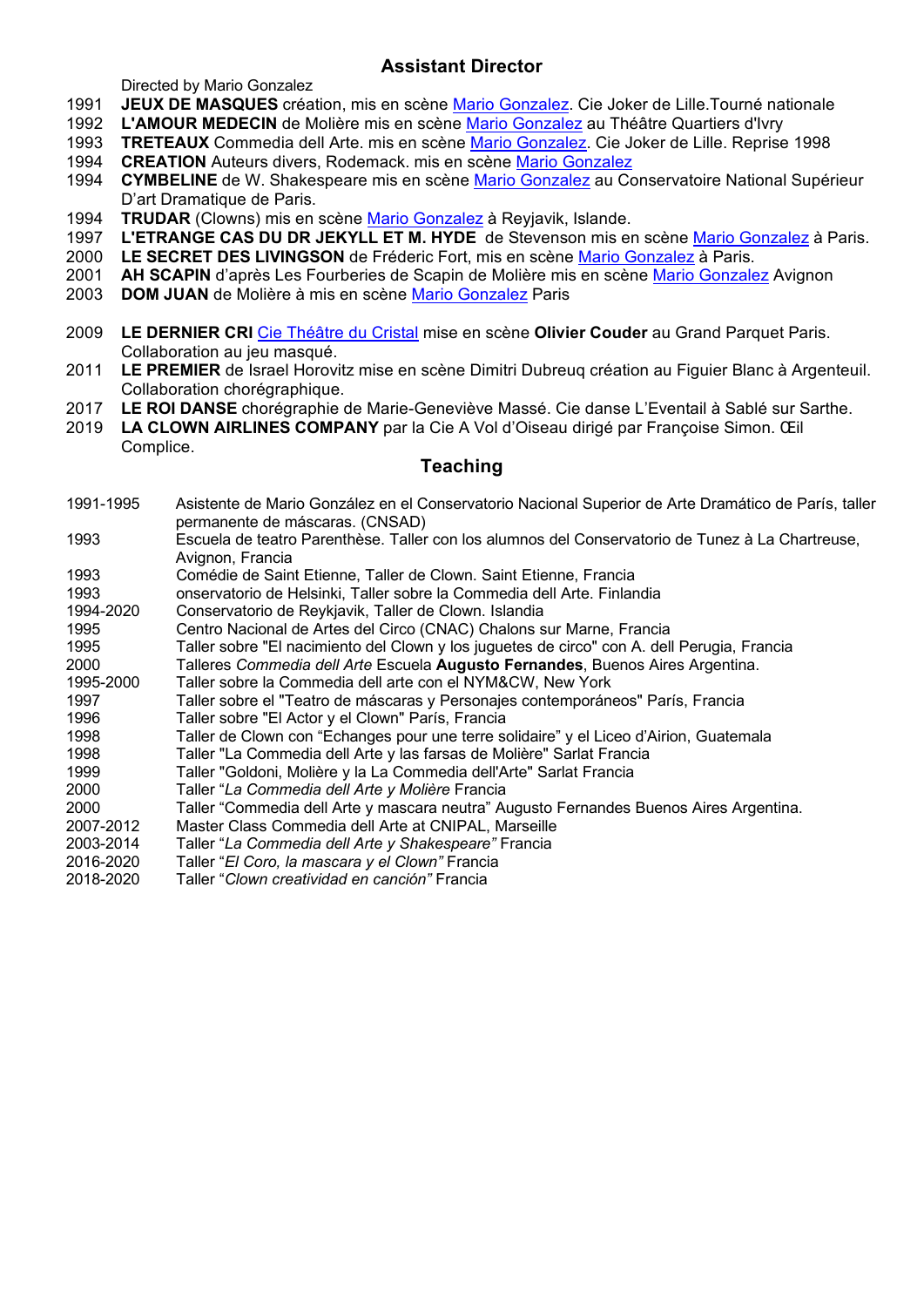## Assistant Director

Directed by Mario Gonzalez

1991 **JEUX DE MASQUES** création, mis en scène Mario Gonzalez. Cie Joker de Lille.Tourné nationale
1992 **L'AMOUR MEDECIN** de Molière mis en scène Mario Gonzalez au Théâtre Quartiers d'Ivry
1993 **TRETEAUX** Commedia dell Arte. mis en scène Mario Gonzalez. Cie Joker de Lille. Reprise 1998
1994 **CREATION** Auteurs divers, Rodemack. mis en scène Mario Gonzalez
1994 **CYMBELINE** de W. Shakespeare mis en scène Mario Gonzalez au Conservatoire National Supérieur D'art Dramatique de Paris.
1994 **TRUDAR** (Clowns) mis en scène Mario Gonzalez à Reyjavik, Islande.
1997 **L'ETRANGE CAS DU DR JEKYLL ET M. HYDE** de Stevenson mis en scène Mario Gonzalez à Paris.
2000 **LE SECRET DES LIVINGSON** de Fréderic Fort, mis en scène Mario Gonzalez à Paris.
2001 **AH SCAPIN** d'après Les Fourberies de Scapin de Molière mis en scène Mario Gonzalez Avignon
2003 **DOM JUAN** de Molière à mis en scène Mario Gonzalez Paris

2009 **LE DERNIER CRI** Cie Théâtre du Cristal mise en scène **Olivier Couder** au Grand Parquet Paris. Collaboration au jeu masqué.
2011 **LE PREMIER** de Israel Horovitz mise en scène Dimitri Dubreuq création au Figuier Blanc à Argenteuil. Collaboration chorégraphique.
2017 **LE ROI DANSE** chorégraphie de Marie-Geneviève Massé. Cie danse L'Eventail à Sablé sur Sarthe.
2019 **LA CLOWN AIRLINES COMPANY** par la Cie A Vol d'Oiseau dirigé par Françoise Simon. Œil Complice.

## Teaching

1991-1995 Asistente de Mario González en el Conservatorio Nacional Superior de Arte Dramático de París, taller permanente de máscaras. (CNSAD)
1993 Escuela de teatro Parenthèse. Taller con los alumnos del Conservatorio de Tunez à La Chartreuse, Avignon, Francia
1993 Comédie de Saint Etienne, Taller de Clown. Saint Etienne, Francia
1993 onservatorio de Helsinki, Taller sobre la Commedia dell Arte. Finlandia
1994-2020 Conservatorio de Reykjavik, Taller de Clown. Islandia
1995 Centro Nacional de Artes del Circo (CNAC) Chalons sur Marne, Francia
1995 Taller sobre "El nacimiento del Clown y los juguetes de circo" con A. dell Perugia, Francia
2000 Talleres *Commedia dell Arte* Escuela **Augusto Fernandes**, Buenos Aires Argentina.
1995-2000 Taller sobre la Commedia dell arte con el NYM&CW, New York
1997 Taller sobre el "Teatro de máscaras y Personajes contemporáneos" París, Francia
1996 Taller sobre "El Actor y el Clown" París, Francia
1998 Taller de Clown con "Echanges pour une terre solidaire" y el Liceo d'Airion, Guatemala
1998 Taller "La Commedia dell Arte y las farsas de Molière" Sarlat Francia
1999 Taller "Goldoni, Molière y la La Commedia dell'Arte" Sarlat Francia
2000 Taller "*La Commedia dell Arte y Molière* Francia
2000 Taller "Commedia dell Arte y mascara neutra" Augusto Fernandes Buenos Aires Argentina.
2007-2012 Master Class Commedia dell Arte at CNIPAL, Marseille
2003-2014 Taller "*La Commedia dell Arte y Shakespeare"* Francia
2016-2020 Taller "*El Coro, la mascara y el Clown"* Francia
2018-2020 Taller "*Clown creatividad en canción"* Francia